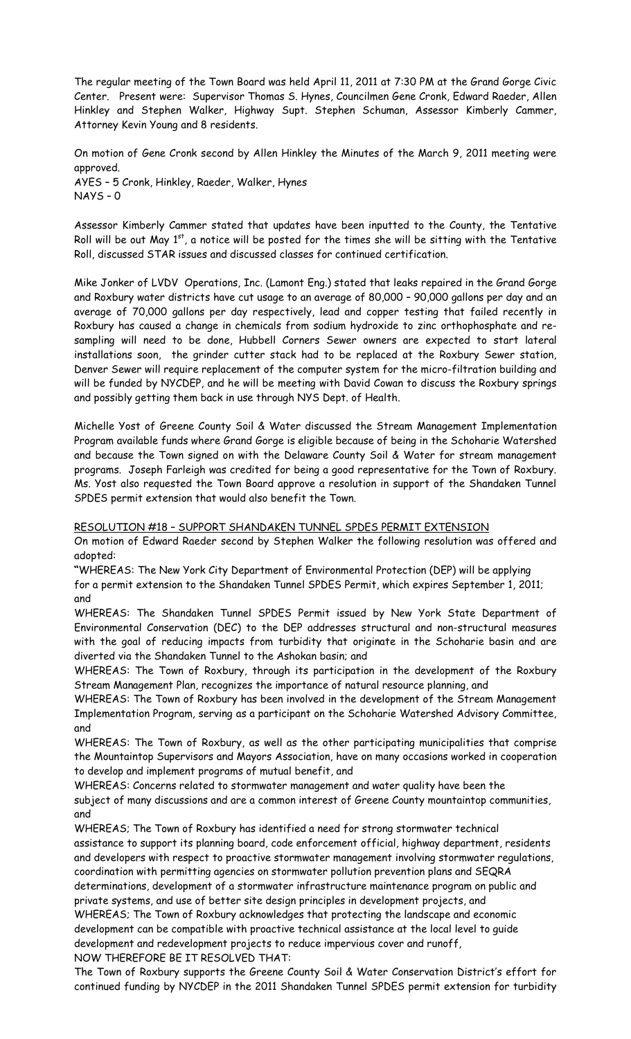The regular meeting of the Town Board was held April 11, 2011 at 7:30 PM at the Grand Gorge Civic Center. Present were: Supervisor Thomas S. Hynes, Councilmen Gene Cronk, Edward Raeder, Allen Hinkley and Stephen Walker, Highway Supt. Stephen Schuman, Assessor Kimberly Cammer, Attorney Kevin Young and 8 residents.

On motion of Gene Cronk second by Allen Hinkley the Minutes of the March 9, 2011 meeting were approved.
AYES – 5 Cronk, Hinkley, Raeder, Walker, Hynes
NAYS – 0

Assessor Kimberly Cammer stated that updates have been inputted to the County, the Tentative Roll will be out May 1st, a notice will be posted for the times she will be sitting with the Tentative Roll, discussed STAR issues and discussed classes for continued certification.

Mike Jonker of LVDV Operations, Inc. (Lamont Eng.) stated that leaks repaired in the Grand Gorge and Roxbury water districts have cut usage to an average of 80,000 – 90,000 gallons per day and an average of 70,000 gallons per day respectively, lead and copper testing that failed recently in Roxbury has caused a change in chemicals from sodium hydroxide to zinc orthophosphate and re-sampling will need to be done, Hubbell Corners Sewer owners are expected to start lateral installations soon, the grinder cutter stack had to be replaced at the Roxbury Sewer station, Denver Sewer will require replacement of the computer system for the micro-filtration building and will be funded by NYCDEP, and he will be meeting with David Cowan to discuss the Roxbury springs and possibly getting them back in use through NYS Dept. of Health.

Michelle Yost of Greene County Soil & Water discussed the Stream Management Implementation Program available funds where Grand Gorge is eligible because of being in the Schoharie Watershed and because the Town signed on with the Delaware County Soil & Water for stream management programs. Joseph Farleigh was credited for being a good representative for the Town of Roxbury. Ms. Yost also requested the Town Board approve a resolution in support of the Shandaken Tunnel SPDES permit extension that would also benefit the Town.

RESOLUTION #18 – SUPPORT SHANDAKEN TUNNEL SPDES PERMIT EXTENSION

On motion of Edward Raeder second by Stephen Walker the following resolution was offered and adopted:

"WHEREAS: The New York City Department of Environmental Protection (DEP) will be applying for a permit extension to the Shandaken Tunnel SPDES Permit, which expires September 1, 2011; and

WHEREAS: The Shandaken Tunnel SPDES Permit issued by New York State Department of Environmental Conservation (DEC) to the DEP addresses structural and non-structural measures with the goal of reducing impacts from turbidity that originate in the Schoharie basin and are diverted via the Shandaken Tunnel to the Ashokan basin; and

WHEREAS: The Town of Roxbury, through its participation in the development of the Roxbury Stream Management Plan, recognizes the importance of natural resource planning, and

WHEREAS: The Town of Roxbury has been involved in the development of the Stream Management Implementation Program, serving as a participant on the Schoharie Watershed Advisory Committee, and

WHEREAS: The Town of Roxbury, as well as the other participating municipalities that comprise the Mountaintop Supervisors and Mayors Association, have on many occasions worked in cooperation to develop and implement programs of mutual benefit, and

WHEREAS: Concerns related to stormwater management and water quality have been the subject of many discussions and are a common interest of Greene County mountaintop communities, and

WHEREAS; The Town of Roxbury has identified a need for strong stormwater technical assistance to support its planning board, code enforcement official, highway department, residents and developers with respect to proactive stormwater management involving stormwater regulations, coordination with permitting agencies on stormwater pollution prevention plans and SEQRA determinations, development of a stormwater infrastructure maintenance program on public and private systems, and use of better site design principles in development projects, and

WHEREAS; The Town of Roxbury acknowledges that protecting the landscape and economic development can be compatible with proactive technical assistance at the local level to guide development and redevelopment projects to reduce impervious cover and runoff,

NOW THEREFORE BE IT RESOLVED THAT:

The Town of Roxbury supports the Greene County Soil & Water Conservation District's effort for continued funding by NYCDEP in the 2011 Shandaken Tunnel SPDES permit extension for turbidity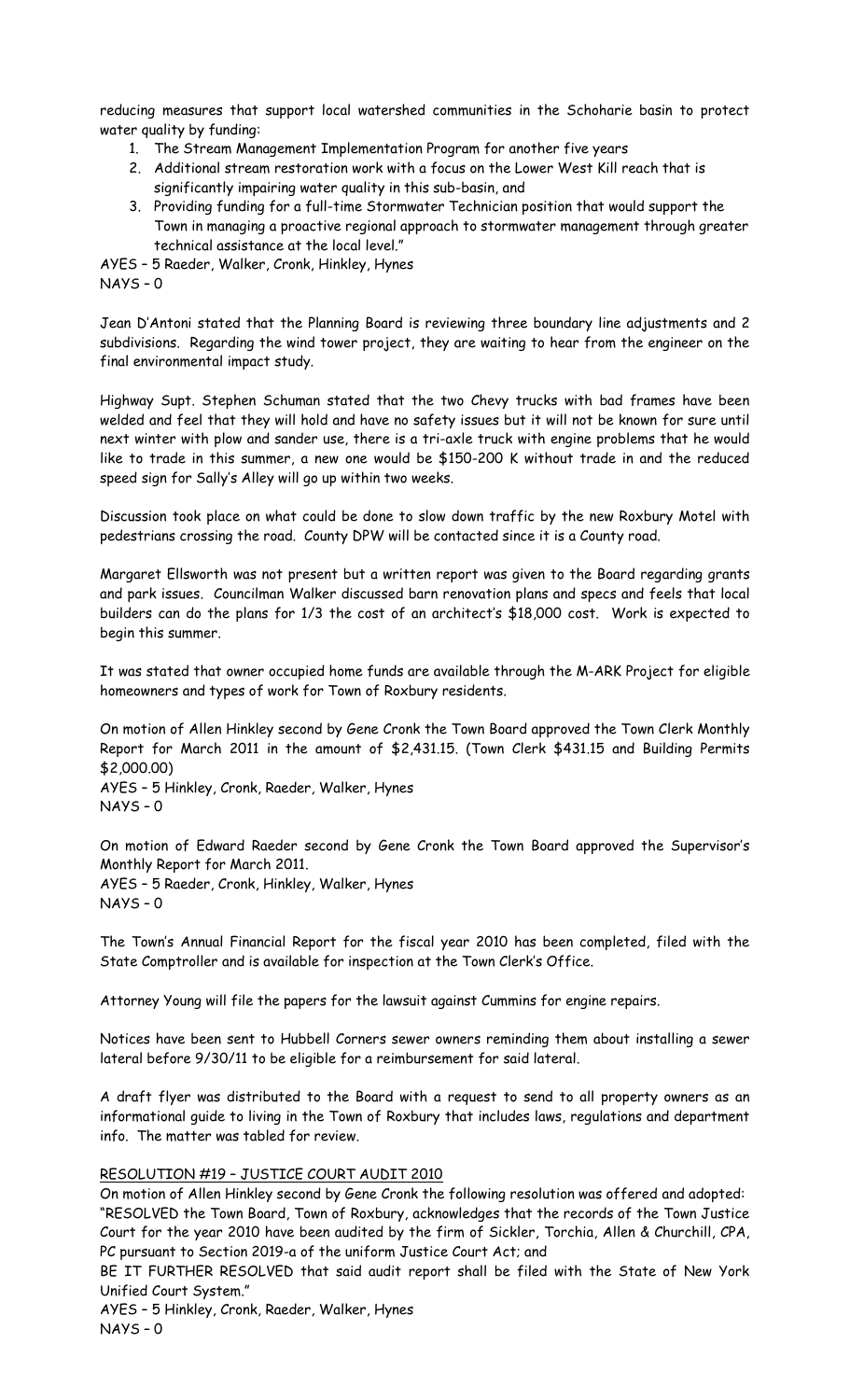reducing measures that support local watershed communities in the Schoharie basin to protect water quality by funding:

1. The Stream Management Implementation Program for another five years
2. Additional stream restoration work with a focus on the Lower West Kill reach that is significantly impairing water quality in this sub-basin, and
3. Providing funding for a full-time Stormwater Technician position that would support the Town in managing a proactive regional approach to stormwater management through greater technical assistance at the local level."

AYES – 5 Raeder, Walker, Cronk, Hinkley, Hynes
NAYS – 0

Jean D'Antoni stated that the Planning Board is reviewing three boundary line adjustments and 2 subdivisions. Regarding the wind tower project, they are waiting to hear from the engineer on the final environmental impact study.

Highway Supt. Stephen Schuman stated that the two Chevy trucks with bad frames have been welded and feel that they will hold and have no safety issues but it will not be known for sure until next winter with plow and sander use, there is a tri-axle truck with engine problems that he would like to trade in this summer, a new one would be $150-200 K without trade in and the reduced speed sign for Sally's Alley will go up within two weeks.

Discussion took place on what could be done to slow down traffic by the new Roxbury Motel with pedestrians crossing the road. County DPW will be contacted since it is a County road.

Margaret Ellsworth was not present but a written report was given to the Board regarding grants and park issues. Councilman Walker discussed barn renovation plans and specs and feels that local builders can do the plans for 1/3 the cost of an architect's $18,000 cost. Work is expected to begin this summer.

It was stated that owner occupied home funds are available through the M-ARK Project for eligible homeowners and types of work for Town of Roxbury residents.

On motion of Allen Hinkley second by Gene Cronk the Town Board approved the Town Clerk Monthly Report for March 2011 in the amount of $2,431.15. (Town Clerk $431.15 and Building Permits $2,000.00)
AYES – 5 Hinkley, Cronk, Raeder, Walker, Hynes
NAYS – 0

On motion of Edward Raeder second by Gene Cronk the Town Board approved the Supervisor's Monthly Report for March 2011.
AYES – 5 Raeder, Cronk, Hinkley, Walker, Hynes
NAYS – 0

The Town's Annual Financial Report for the fiscal year 2010 has been completed, filed with the State Comptroller and is available for inspection at the Town Clerk's Office.

Attorney Young will file the papers for the lawsuit against Cummins for engine repairs.

Notices have been sent to Hubbell Corners sewer owners reminding them about installing a sewer lateral before 9/30/11 to be eligible for a reimbursement for said lateral.

A draft flyer was distributed to the Board with a request to send to all property owners as an informational guide to living in the Town of Roxbury that includes laws, regulations and department info. The matter was tabled for review.

RESOLUTION #19 – JUSTICE COURT AUDIT 2010

On motion of Allen Hinkley second by Gene Cronk the following resolution was offered and adopted:
"RESOLVED the Town Board, Town of Roxbury, acknowledges that the records of the Town Justice Court for the year 2010 have been audited by the firm of Sickler, Torchia, Allen & Churchill, CPA, PC pursuant to Section 2019-a of the uniform Justice Court Act; and

BE IT FURTHER RESOLVED that said audit report shall be filed with the State of New York Unified Court System."

AYES – 5 Hinkley, Cronk, Raeder, Walker, Hynes
NAYS – 0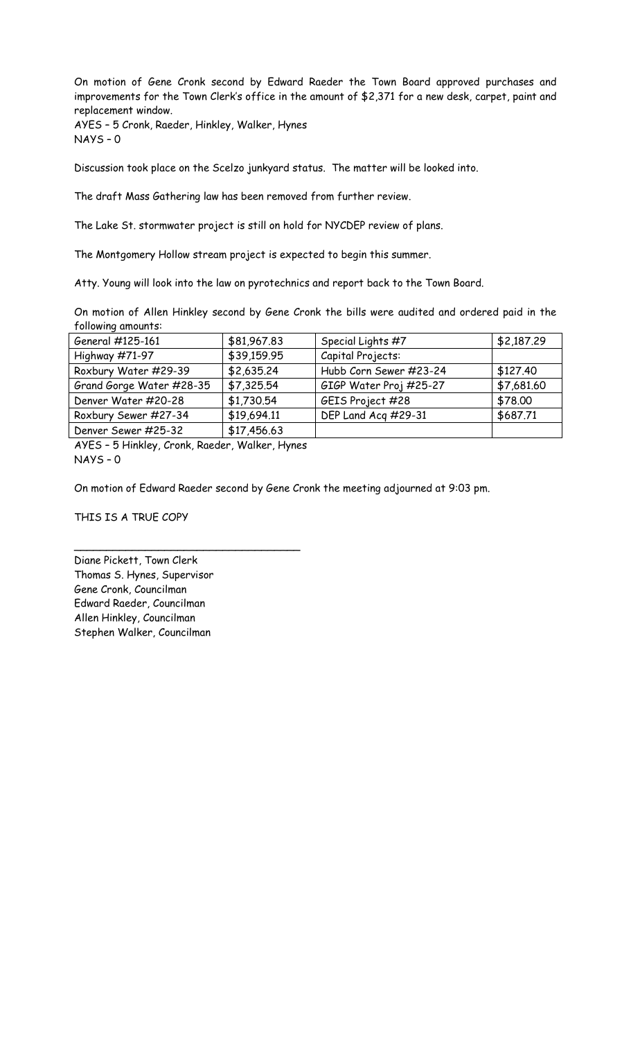On motion of Gene Cronk second by Edward Raeder the Town Board approved purchases and improvements for the Town Clerk's office in the amount of $2,371 for a new desk, carpet, paint and replacement window.
AYES – 5 Cronk, Raeder, Hinkley, Walker, Hynes
NAYS – 0

Discussion took place on the Scelzo junkyard status. The matter will be looked into.

The draft Mass Gathering law has been removed from further review.

The Lake St. stormwater project is still on hold for NYCDEP review of plans.

The Montgomery Hollow stream project is expected to begin this summer.

Atty. Young will look into the law on pyrotechnics and report back to the Town Board.

On motion of Allen Hinkley second by Gene Cronk the bills were audited and ordered paid in the following amounts:

| | | | |
|---|---|---|---|
| General #125-161 | $81,967.83 | Special Lights #7 | $2,187.29 |
| Highway #71-97 | $39,159.95 | Capital Projects: | |
| Roxbury Water #29-39 | $2,635.24 | Hubb Corn Sewer #23-24 | $127.40 |
| Grand Gorge Water #28-35 | $7,325.54 | GIGP Water Proj #25-27 | $7,681.60 |
| Denver Water #20-28 | $1,730.54 | GEIS Project #28 | $78.00 |
| Roxbury Sewer #27-34 | $19,694.11 | DEP Land Acq #29-31 | $687.71 |
| Denver Sewer #25-32 | $17,456.63 | | |

AYES – 5 Hinkley, Cronk, Raeder, Walker, Hynes
NAYS – 0

On motion of Edward Raeder second by Gene Cronk the meeting adjourned at 9:03 pm.

THIS IS A TRUE COPY

___________________________________

Diane Pickett, Town Clerk
Thomas S. Hynes, Supervisor
Gene Cronk, Councilman
Edward Raeder, Councilman
Allen Hinkley, Councilman
Stephen Walker, Councilman